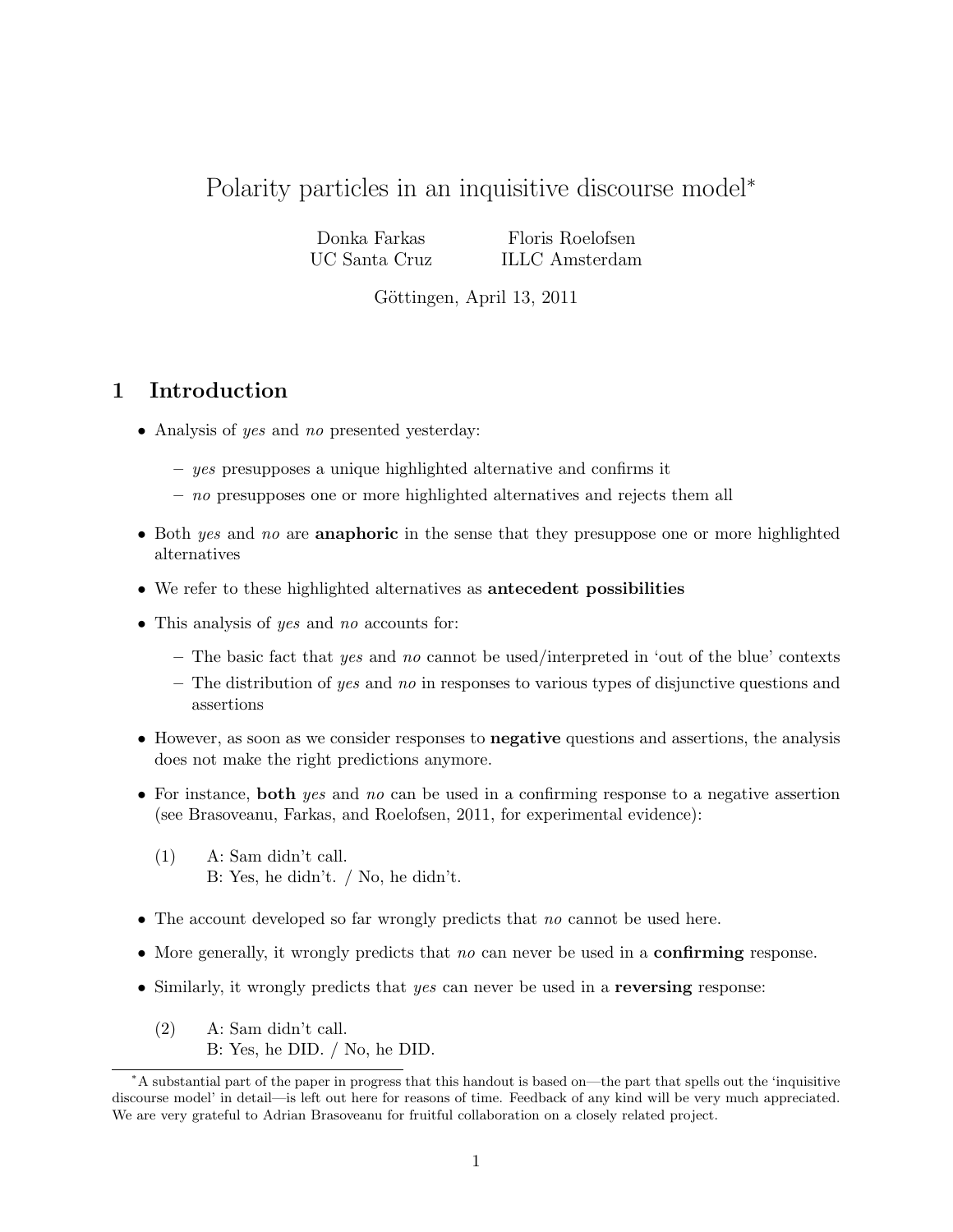# Polarity particles in an inquisitive discourse model[*]

Donka Farkas
UC Santa Cruz

Floris Roelofsen
ILLC Amsterdam

Göttingen, April 13, 2011

## 1 Introduction

- Analysis of *yes* and *no* presented yesterday:
  - *yes* presupposes a unique highlighted alternative and confirms it
  - *no* presupposes one or more highlighted alternatives and rejects them all
- Both *yes* and *no* are **anaphoric** in the sense that they presuppose one or more highlighted alternatives
- We refer to these highlighted alternatives as **antecedent possibilities**
- This analysis of *yes* and *no* accounts for:
  - The basic fact that *yes* and *no* cannot be used/interpreted in 'out of the blue' contexts
  - The distribution of *yes* and *no* in responses to various types of disjunctive questions and assertions
- However, as soon as we consider responses to **negative** questions and assertions, the analysis does not make the right predictions anymore.
- For instance, **both** *yes* and *no* can be used in a confirming response to a negative assertion (see Brasoveanu, Farkas, and Roelofsen, 2011, for experimental evidence):

(1) A: Sam didn't call.
B: Yes, he didn't. / No, he didn't.

- The account developed so far wrongly predicts that *no* cannot be used here.
- More generally, it wrongly predicts that *no* can never be used in a **confirming** response.
- Similarly, it wrongly predicts that *yes* can never be used in a **reversing** response:

(2) A: Sam didn't call.
B: Yes, he DID. / No, he DID.

[*] A substantial part of the paper in progress that this handout is based on—the part that spells out the 'inquisitive discourse model' in detail—is left out here for reasons of time. Feedback of any kind will be very much appreciated. We are very grateful to Adrian Brasoveanu for fruitful collaboration on a closely related project.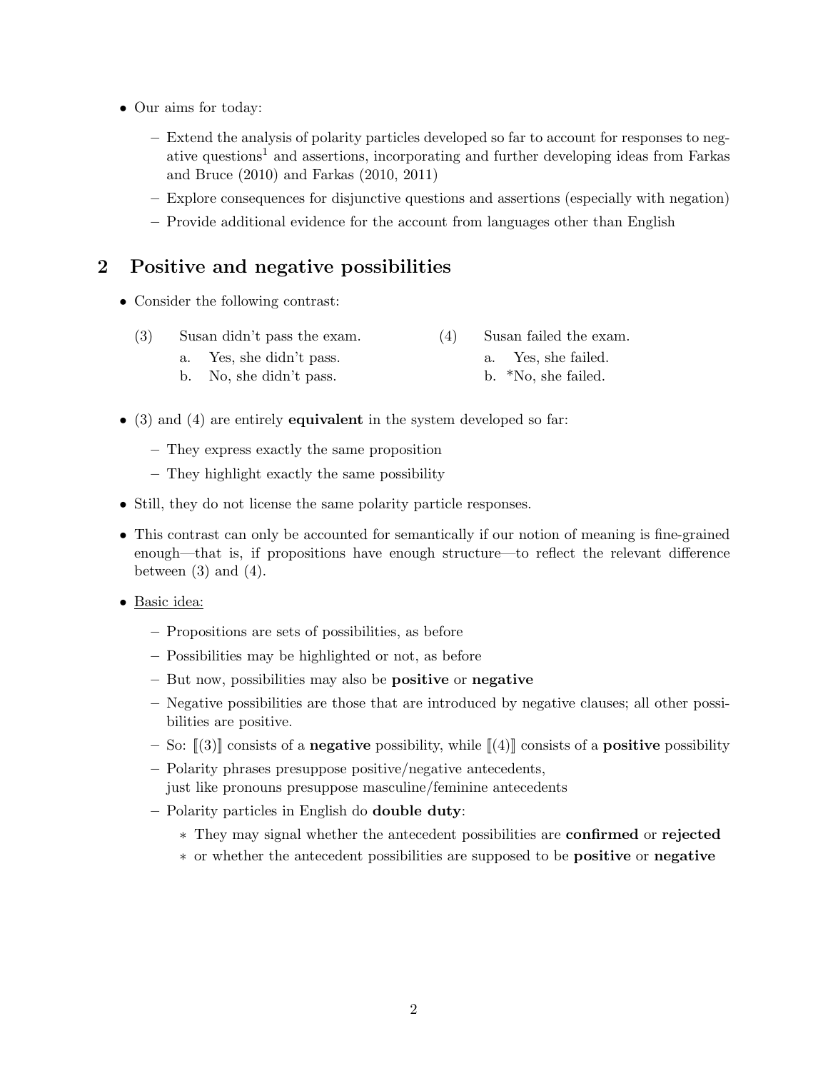- Our aims for today:
  - Extend the analysis of polarity particles developed so far to account for responses to negative questions[1] and assertions, incorporating and further developing ideas from Farkas and Bruce (2010) and Farkas (2010, 2011)
  - Explore consequences for disjunctive questions and assertions (especially with negation)
  - Provide additional evidence for the account from languages other than English

## 2 Positive and negative possibilities

- Consider the following contrast:

(3) Susan didn't pass the exam.
  a. Yes, she didn't pass.
  b. No, she didn't pass.

(4) Susan failed the exam.
  a. Yes, she failed.
  b. *No, she failed.

- (3) and (4) are entirely **equivalent** in the system developed so far:
  - They express exactly the same proposition
  - They highlight exactly the same possibility
- Still, they do not license the same polarity particle responses.
- This contrast can only be accounted for semantically if our notion of meaning is fine-grained enough—that is, if propositions have enough structure—to reflect the relevant difference between (3) and (4).
- Basic idea:
  - Propositions are sets of possibilities, as before
  - Possibilities may be highlighted or not, as before
  - But now, possibilities may also be **positive** or **negative**
  - Negative possibilities are those that are introduced by negative clauses; all other possibilities are positive.
  - So: $[\![(3)]\!]$ consists of a **negative** possibility, while $[\![(4)]\!]$ consists of a **positive** possibility
  - Polarity phrases presuppose positive/negative antecedents, just like pronouns presuppose masculine/feminine antecedents
  - Polarity particles in English do **double duty**:
    - They may signal whether the antecedent possibilities are **confirmed** or **rejected**
    - or whether the antecedent possibilities are supposed to be **positive** or **negative**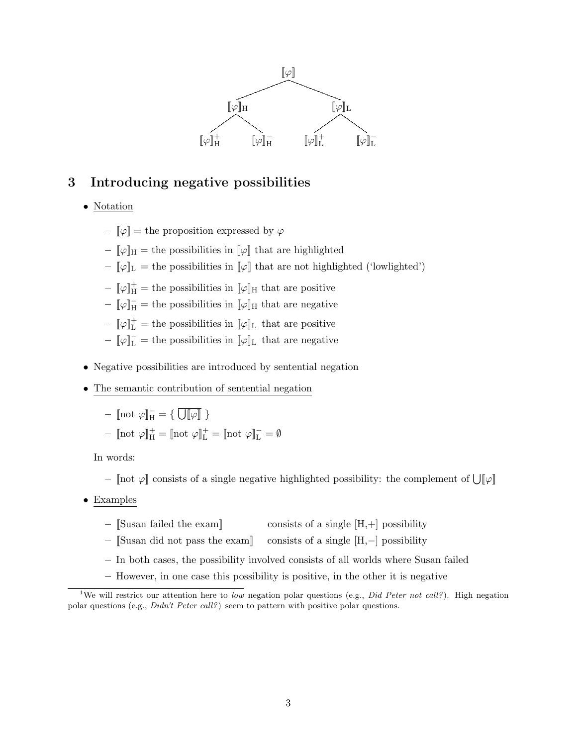- $[\![\varphi]\!]$
  - $[\![\varphi]\!]_{\mathrm{H}}$
    - $[\![\varphi]\!]^{+}_{\mathrm{H}}$
    - $[\![\varphi]\!]^{-}_{\mathrm{H}}$
  - $[\![\varphi]\!]_{\mathrm{L}}$
    - $[\![\varphi]\!]^{+}_{\mathrm{L}}$
    - $[\![\varphi]\!]^{-}_{\mathrm{L}}$

## 3 Introducing negative possibilities

- Notation
  - $[\![\varphi]\!]$ = the proposition expressed by $\varphi$
  - $[\![\varphi]\!]_{\mathrm{H}}$ = the possibilities in $[\![\varphi]\!]$ that are highlighted
  - $[\![\varphi]\!]_{\mathrm{L}}$ = the possibilities in $[\![\varphi]\!]$ that are not highlighted ('lowlighted')
  - $[\![\varphi]\!]^{+}_{\mathrm{H}}$ = the possibilities in $[\![\varphi]\!]_{\mathrm{H}}$ that are positive
  - $[\![\varphi]\!]^{-}_{\mathrm{H}}$ = the possibilities in $[\![\varphi]\!]_{\mathrm{H}}$ that are negative
  - $[\![\varphi]\!]^{+}_{\mathrm{L}}$ = the possibilities in $[\![\varphi]\!]_{\mathrm{L}}$ that are positive
  - $[\![\varphi]\!]^{-}_{\mathrm{L}}$ = the possibilities in $[\![\varphi]\!]_{\mathrm{L}}$ that are negative
- Negative possibilities are introduced by sentential negation
- The semantic contribution of sentential negation
  - $[\![\text{not } \varphi]\!]^{-}_{\mathrm{H}} = \{\ \overline{\bigcup[\![\varphi]\!]}\ \}$
  - $[\![\text{not } \varphi]\!]^{+}_{\mathrm{H}} = [\![\text{not } \varphi]\!]^{+}_{\mathrm{L}} = [\![\text{not } \varphi]\!]^{-}_{\mathrm{L}} = \emptyset$

  In words:

  - $[\![\text{not } \varphi]\!]$ consists of a single negative highlighted possibility: the complement of $\bigcup[\![\varphi]\!]$
- Examples
  - $[\![$Susan failed the exam$]\!]$ consists of a single [H,+] possibility
  - $[\![$Susan did not pass the exam$]\!]$ consists of a single [H,−] possibility
  - In both cases, the possibility involved consists of all worlds where Susan failed
  - However, in one case this possibility is positive, in the other it is negative

[1] We will restrict our attention here to *low* negation polar questions (e.g., *Did Peter not call?*). High negation polar questions (e.g., *Didn't Peter call?*) seem to pattern with positive polar questions.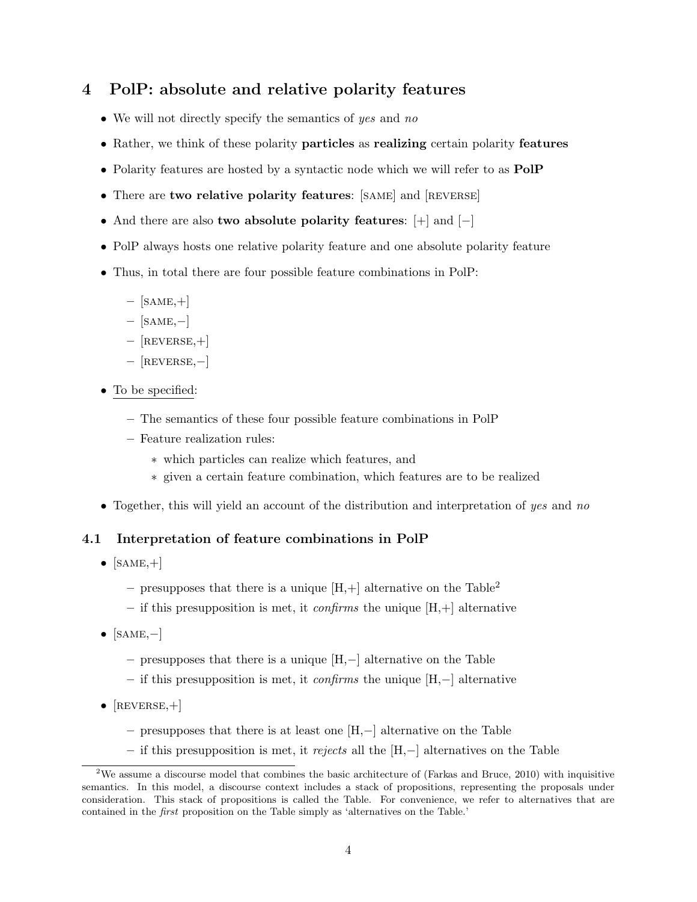# 4 PoIP: absolute and relative polarity features

- We will not directly specify the semantics of *yes* and *no*
- Rather, we think of these polarity **particles** as **realizing** certain polarity **features**
- Polarity features are hosted by a syntactic node which we will refer to as **PolP**
- There are **two relative polarity features**: [SAME] and [REVERSE]
- And there are also **two absolute polarity features**: [+] and [−]
- PolP always hosts one relative polarity feature and one absolute polarity feature
- Thus, in total there are four possible feature combinations in PolP:
  - [SAME,+]
  - [SAME,−]
  - [REVERSE,+]
  - [REVERSE,−]
- <u>To be specified</u>:
  - The semantics of these four possible feature combinations in PolP
  - Feature realization rules:
    - which particles can realize which features, and
    - given a certain feature combination, which features are to be realized
- Together, this will yield an account of the distribution and interpretation of *yes* and *no*

## 4.1 Interpretation of feature combinations in PolP

- [SAME,+]
  - presupposes that there is a unique [H,+] alternative on the Table[2]
  - if this presupposition is met, it *confirms* the unique [H,+] alternative
- [SAME,−]
  - presupposes that there is a unique [H,−] alternative on the Table
  - if this presupposition is met, it *confirms* the unique [H,−] alternative
- [REVERSE,+]
  - presupposes that there is at least one [H,−] alternative on the Table
  - if this presupposition is met, it *rejects* all the [H,−] alternatives on the Table

[2]We assume a discourse model that combines the basic architecture of (Farkas and Bruce, 2010) with inquisitive semantics. In this model, a discourse context includes a stack of propositions, representing the proposals under consideration. This stack of propositions is called the Table. For convenience, we refer to alternatives that are contained in the *first* proposition on the Table simply as 'alternatives on the Table.'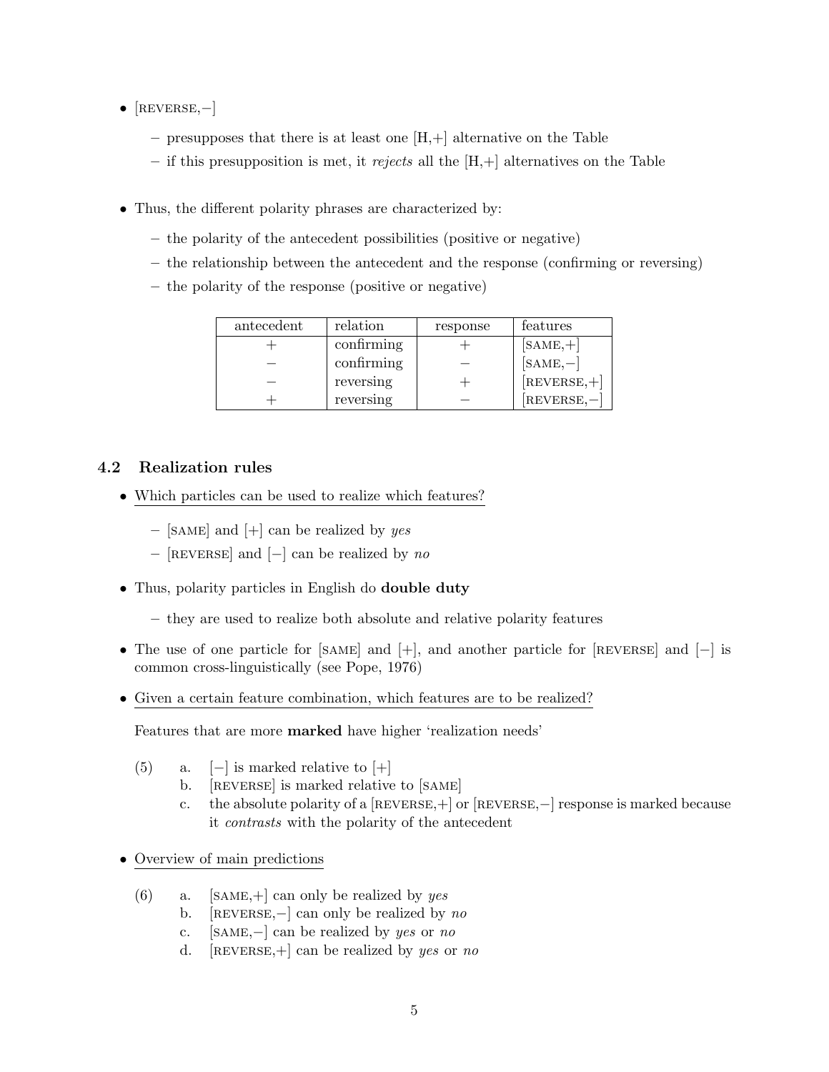- [REVERSE,−]
  - presupposes that there is at least one [H,+] alternative on the Table
  - if this presupposition is met, it *rejects* all the [H,+] alternatives on the Table

- Thus, the different polarity phrases are characterized by:
  - the polarity of the antecedent possibilities (positive or negative)
  - the relationship between the antecedent and the response (confirming or reversing)
  - the polarity of the response (positive or negative)

| antecedent | relation | response | features |
|---|---|---|---|
| + | confirming | + | [SAME,+] |
| − | confirming | − | [SAME,−] |
| − | reversing | + | [REVERSE,+] |
| + | reversing | − | [REVERSE,−] |

### 4.2 Realization rules

- Which particles can be used to realize which features?
  - [SAME] and [+] can be realized by *yes*
  - [REVERSE] and [−] can be realized by *no*

- Thus, polarity particles in English do **double duty**
  - they are used to realize both absolute and relative polarity features

- The use of one particle for [SAME] and [+], and another particle for [REVERSE] and [−] is common cross-linguistically (see Pope, 1976)

- Given a certain feature combination, which features are to be realized?

  Features that are more **marked** have higher 'realization needs'

  (5)
  a. [−] is marked relative to [+]
  b. [REVERSE] is marked relative to [SAME]
  c. the absolute polarity of a [REVERSE,+] or [REVERSE,−] response is marked because it *contrasts* with the polarity of the antecedent

- Overview of main predictions

  (6)
  a. [SAME,+] can only be realized by *yes*
  b. [REVERSE,−] can only be realized by *no*
  c. [SAME,−] can be realized by *yes* or *no*
  d. [REVERSE,+] can be realized by *yes* or *no*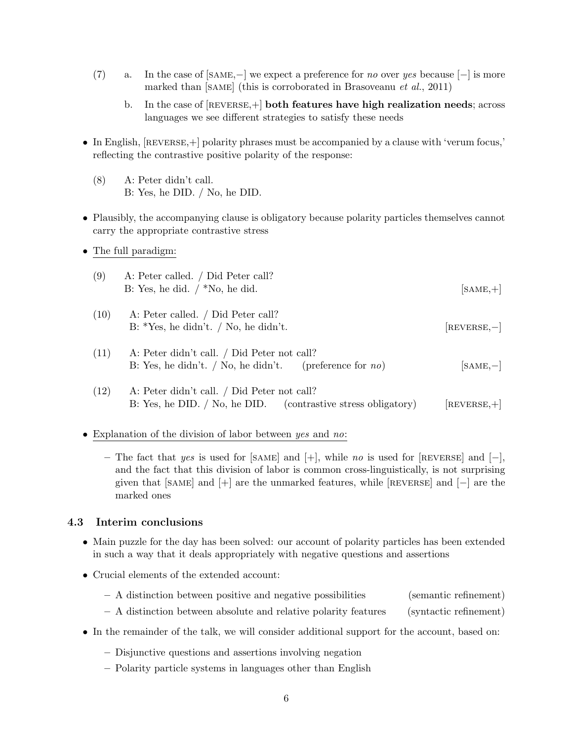(7) a. In the case of [SAME,−] we expect a preference for *no* over *yes* because [−] is more marked than [SAME] (this is corroborated in Brasoveanu *et al.*, 2011)

b. In the case of [REVERSE,+] **both features have high realization needs**; across languages we see different strategies to satisfy these needs

- In English, [REVERSE,+] polarity phrases must be accompanied by a clause with 'verum focus,' reflecting the contrastive positive polarity of the response:

(8) A: Peter didn't call.
B: Yes, he DID. / No, he DID.

- Plausibly, the accompanying clause is obligatory because polarity particles themselves cannot carry the appropriate contrastive stress

- The full paradigm:

(9) A: Peter called. / Did Peter call?
B: Yes, he did. / *No, he did. [SAME,+]

(10) A: Peter called. / Did Peter call?
B: *Yes, he didn't. / No, he didn't. [REVERSE,−]

(11) A: Peter didn't call. / Did Peter not call?
B: Yes, he didn't. / No, he didn't. (preference for *no*) [SAME,−]

(12) A: Peter didn't call. / Did Peter not call?
B: Yes, he DID. / No, he DID. (contrastive stress obligatory) [REVERSE,+]

- Explanation of the division of labor between *yes* and *no*:
  - The fact that *yes* is used for [SAME] and [+], while *no* is used for [REVERSE] and [−], and the fact that this division of labor is common cross-linguistically, is not surprising given that [SAME] and [+] are the unmarked features, while [REVERSE] and [−] are the marked ones

### 4.3 Interim conclusions

- Main puzzle for the day has been solved: our account of polarity particles has been extended in such a way that it deals appropriately with negative questions and assertions
- Crucial elements of the extended account:
  - A distinction between positive and negative possibilities (semantic refinement)
  - A distinction between absolute and relative polarity features (syntactic refinement)
- In the remainder of the talk, we will consider additional support for the account, based on:
  - Disjunctive questions and assertions involving negation
  - Polarity particle systems in languages other than English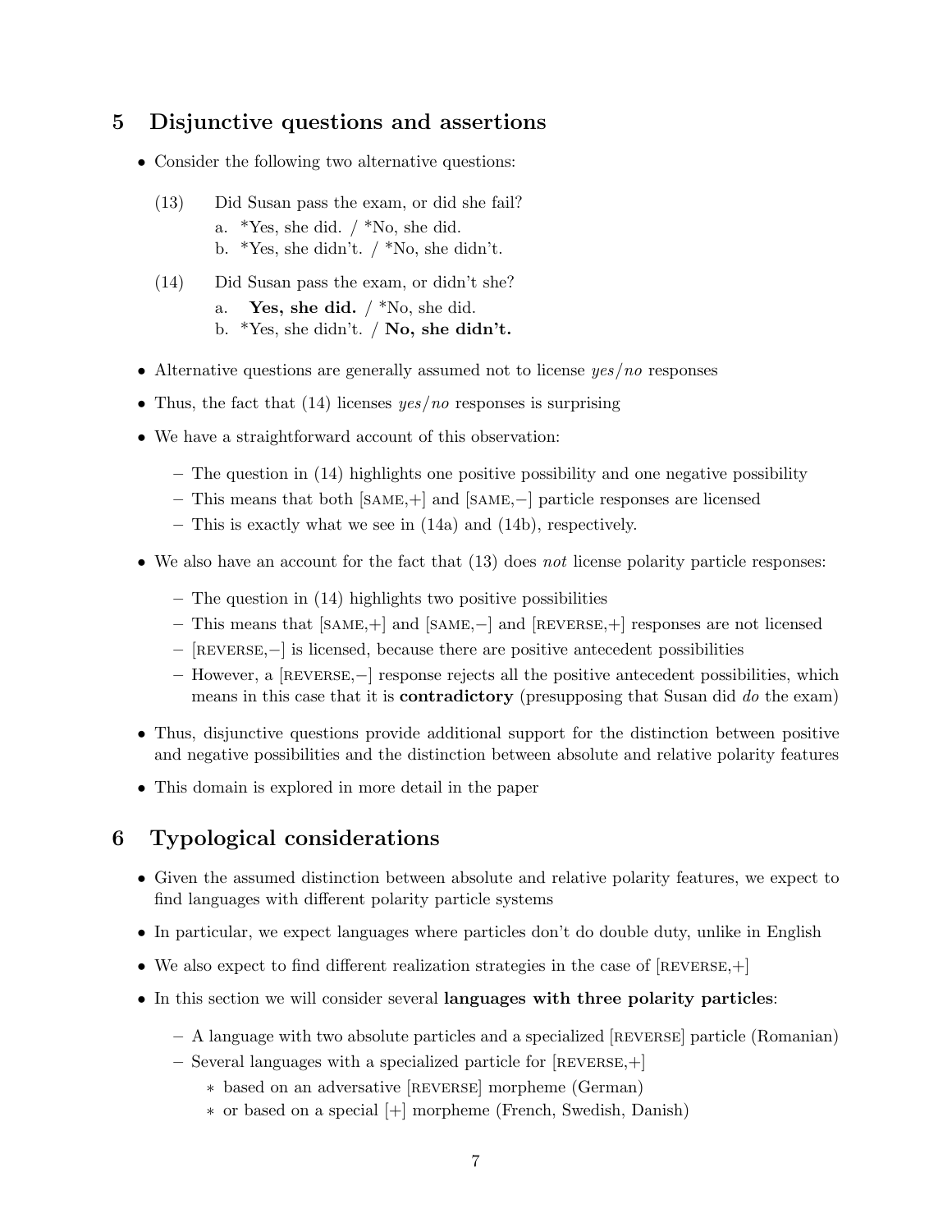## 5 Disjunctive questions and assertions

- Consider the following two alternative questions:

(13) Did Susan pass the exam, or did she fail?
  a. *Yes, she did. / *No, she did.
  b. *Yes, she didn't. / *No, she didn't.

(14) Did Susan pass the exam, or didn't she?
  a. **Yes, she did.** / *No, she did.
  b. *Yes, she didn't. / **No, she didn't.**

- Alternative questions are generally assumed not to license *yes/no* responses
- Thus, the fact that (14) licenses *yes/no* responses is surprising
- We have a straightforward account of this observation:
  - The question in (14) highlights one positive possibility and one negative possibility
  - This means that both [SAME,+] and [SAME,−] particle responses are licensed
  - This is exactly what we see in (14a) and (14b), respectively.
- We also have an account for the fact that (13) does *not* license polarity particle responses:
  - The question in (14) highlights two positive possibilities
  - This means that [SAME,+] and [SAME,−] and [REVERSE,+] responses are not licensed
  - [REVERSE,−] is licensed, because there are positive antecedent possibilities
  - However, a [REVERSE,−] response rejects all the positive antecedent possibilities, which means in this case that it is **contradictory** (presupposing that Susan did *do* the exam)
- Thus, disjunctive questions provide additional support for the distinction between positive and negative possibilities and the distinction between absolute and relative polarity features
- This domain is explored in more detail in the paper

## 6 Typological considerations

- Given the assumed distinction between absolute and relative polarity features, we expect to find languages with different polarity particle systems
- In particular, we expect languages where particles don't do double duty, unlike in English
- We also expect to find different realization strategies in the case of [REVERSE,+]
- In this section we will consider several **languages with three polarity particles**:
  - A language with two absolute particles and a specialized [REVERSE] particle (Romanian)
  - Several languages with a specialized particle for [REVERSE,+]
    - based on an adversative [REVERSE] morpheme (German)
    - or based on a special [+] morpheme (French, Swedish, Danish)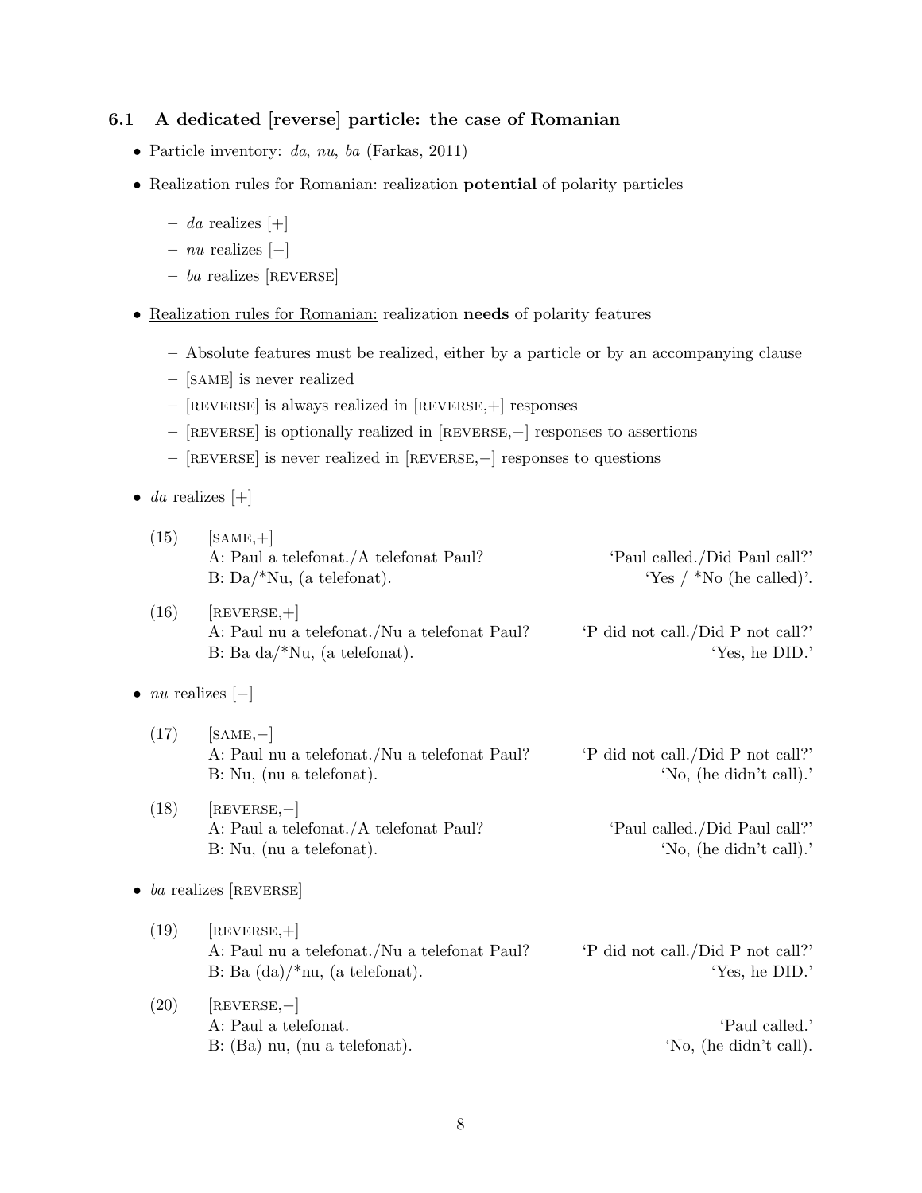### 6.1 A dedicated [reverse] particle: the case of Romanian

- Particle inventory: *da*, *nu*, *ba* (Farkas, 2011)
- Realization rules for Romanian: realization **potential** of polarity particles
  - *da* realizes [+]
  - *nu* realizes [−]
  - *ba* realizes [REVERSE]
- Realization rules for Romanian: realization **needs** of polarity features
  - Absolute features must be realized, either by a particle or by an accompanying clause
  - [SAME] is never realized
  - [REVERSE] is always realized in [REVERSE,+] responses
  - [REVERSE] is optionally realized in [REVERSE,−] responses to assertions
  - [REVERSE] is never realized in [REVERSE,−] responses to questions
- *da* realizes [+]

(15) [SAME,+]
A: Paul a telefonat./A telefonat Paul? — 'Paul called./Did Paul call?'
B: Da/*Nu, (a telefonat). — 'Yes / *No (he called)'.

(16) [REVERSE,+]
A: Paul nu a telefonat./Nu a telefonat Paul? — 'P did not call./Did P not call?'
B: Ba da/*Nu, (a telefonat). — 'Yes, he DID.'

- *nu* realizes [−]

(17) [SAME,−]
A: Paul nu a telefonat./Nu a telefonat Paul? — 'P did not call./Did P not call?'
B: Nu, (nu a telefonat). — 'No, (he didn't call).'

(18) [REVERSE,−]
A: Paul a telefonat./A telefonat Paul? — 'Paul called./Did Paul call?'
B: Nu, (nu a telefonat). — 'No, (he didn't call).'

- *ba* realizes [REVERSE]

(19) [REVERSE,+]
A: Paul nu a telefonat./Nu a telefonat Paul? — 'P did not call./Did P not call?'
B: Ba (da)/*nu, (a telefonat). — 'Yes, he DID.'

(20) [REVERSE,−]
A: Paul a telefonat. — 'Paul called.'
B: (Ba) nu, (nu a telefonat). — 'No, (he didn't call).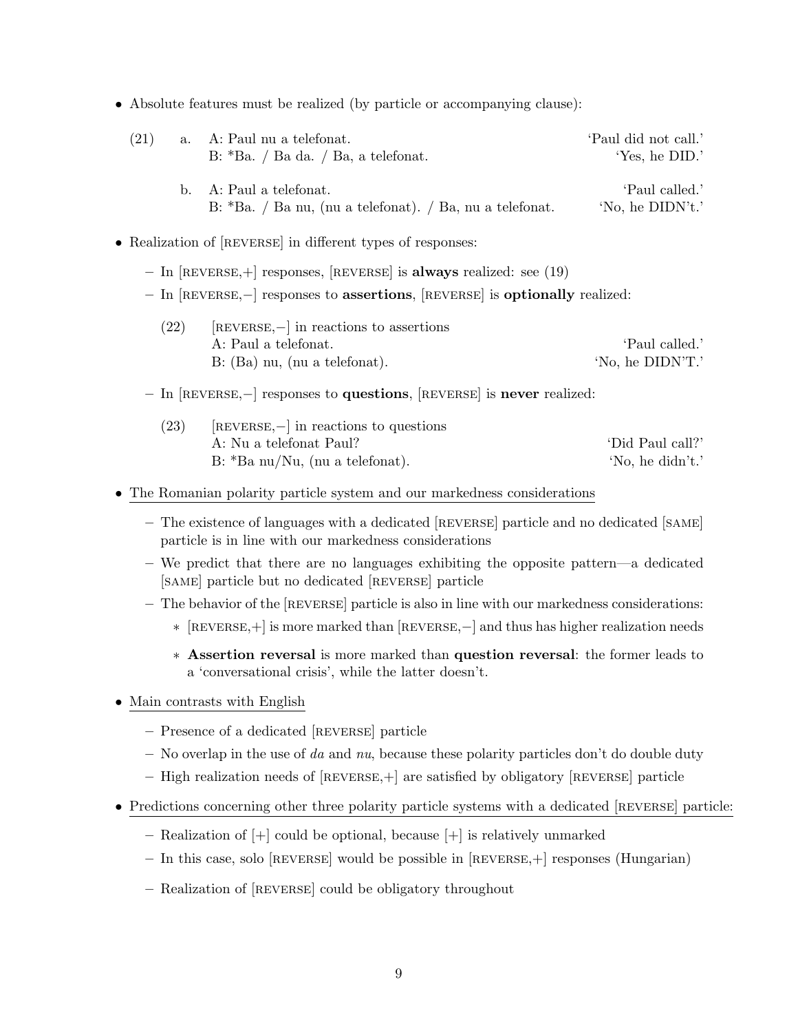- Absolute features must be realized (by particle or accompanying clause):

(21) a. A: Paul nu a telefonat. — 'Paul did not call.'
B: *Ba. / Ba da. / Ba, a telefonat. — 'Yes, he DID.'

b. A: Paul a telefonat. — 'Paul called.'
B: *Ba. / Ba nu, (nu a telefonat). / Ba, nu a telefonat. — 'No, he DIDN't.'

- Realization of [REVERSE] in different types of responses:
  - In [REVERSE,+] responses, [REVERSE] is **always** realized: see (19)
  - In [REVERSE,−] responses to **assertions**, [REVERSE] is **optionally** realized:

(22) [REVERSE,−] in reactions to assertions
A: Paul a telefonat. — 'Paul called.'
B: (Ba) nu, (nu a telefonat). — 'No, he DIDN'T.'

  - In [REVERSE,−] responses to **questions**, [REVERSE] is **never** realized:

(23) [REVERSE,−] in reactions to questions
A: Nu a telefonat Paul? — 'Did Paul call?'
B: *Ba nu/Nu, (nu a telefonat). — 'No, he didn't.'

- The Romanian polarity particle system and our markedness considerations
  - The existence of languages with a dedicated [REVERSE] particle and no dedicated [SAME] particle is in line with our markedness considerations
  - We predict that there are no languages exhibiting the opposite pattern—a dedicated [SAME] particle but no dedicated [REVERSE] particle
  - The behavior of the [REVERSE] particle is also in line with our markedness considerations:
    - [REVERSE,+] is more marked than [REVERSE,−] and thus has higher realization needs
    - **Assertion reversal** is more marked than **question reversal**: the former leads to a 'conversational crisis', while the latter doesn't.

- Main contrasts with English
  - Presence of a dedicated [REVERSE] particle
  - No overlap in the use of *da* and *nu*, because these polarity particles don't do double duty
  - High realization needs of [REVERSE,+] are satisfied by obligatory [REVERSE] particle

- Predictions concerning other three polarity particle systems with a dedicated [REVERSE] particle:
  - Realization of [+] could be optional, because [+] is relatively unmarked
  - In this case, solo [REVERSE] would be possible in [REVERSE,+] responses (Hungarian)
  - Realization of [REVERSE] could be obligatory throughout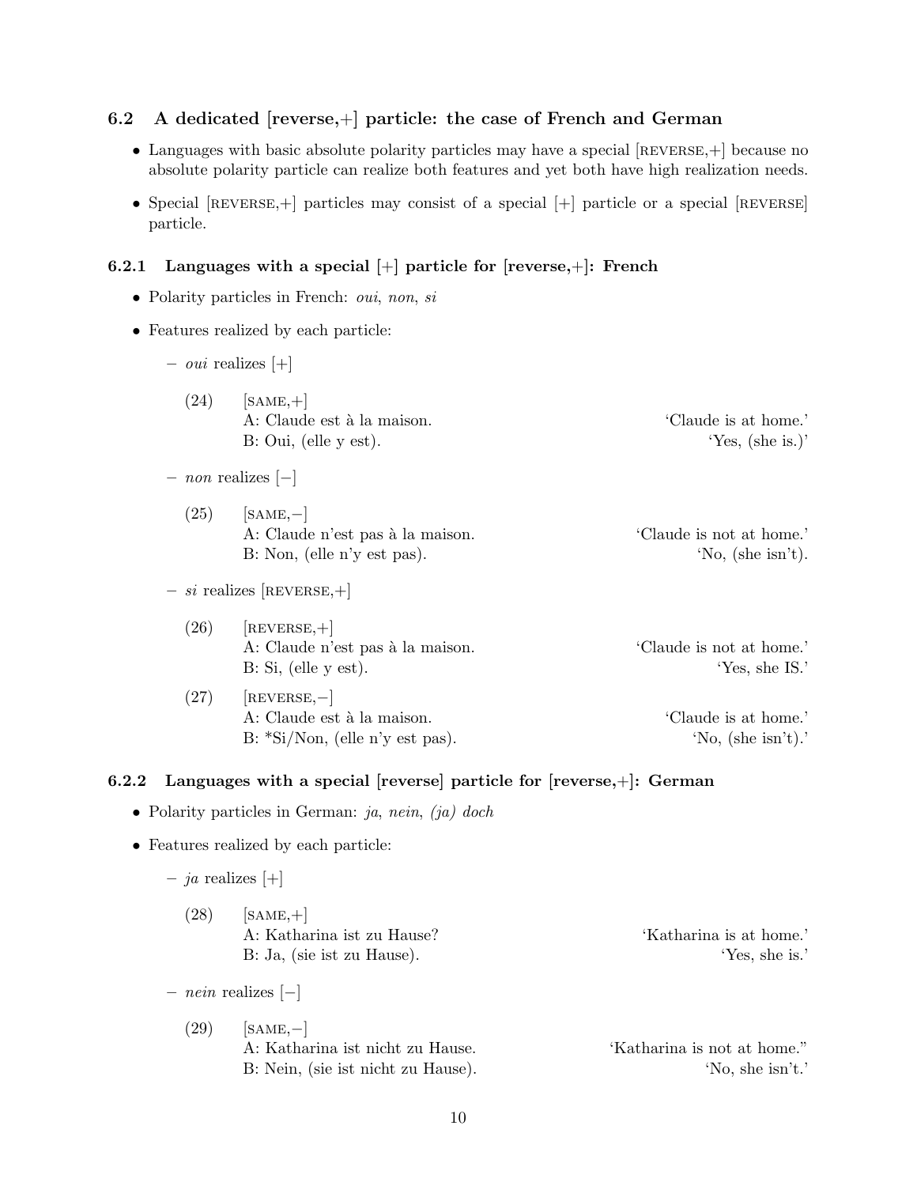### 6.2 A dedicated [reverse,+] particle: the case of French and German

- Languages with basic absolute polarity particles may have a special [REVERSE,+] because no absolute polarity particle can realize both features and yet both have high realization needs.
- Special [REVERSE,+] particles may consist of a special [+] particle or a special [REVERSE] particle.

#### 6.2.1 Languages with a special [+] particle for [reverse,+]: French

- Polarity particles in French: *oui*, *non*, *si*
- Features realized by each particle:
  - *oui* realizes [+]

    (24) [SAME,+]
    A: Claude est à la maison. — 'Claude is at home.'
    B: Oui, (elle y est). — 'Yes, (she is.)'

  - *non* realizes [−]

    (25) [SAME,−]
    A: Claude n'est pas à la maison. — 'Claude is not at home.'
    B: Non, (elle n'y est pas). — 'No, (she isn't).

  - *si* realizes [REVERSE,+]

    (26) [REVERSE,+]
    A: Claude n'est pas à la maison. — 'Claude is not at home.'
    B: Si, (elle y est). — 'Yes, she IS.'

    (27) [REVERSE,−]
    A: Claude est à la maison. — 'Claude is at home.'
    B: *Si/Non, (elle n'y est pas). — 'No, (she isn't).'

#### 6.2.2 Languages with a special [reverse] particle for [reverse,+]: German

- Polarity particles in German: *ja*, *nein*, *(ja) doch*
- Features realized by each particle:
  - *ja* realizes [+]

    (28) [SAME,+]
    A: Katharina ist zu Hause? — 'Katharina is at home.'
    B: Ja, (sie ist zu Hause). — 'Yes, she is.'

  - *nein* realizes [−]

    (29) [SAME,−]
    A: Katharina ist nicht zu Hause. — 'Katharina is not at home."
    B: Nein, (sie ist nicht zu Hause). — 'No, she isn't.'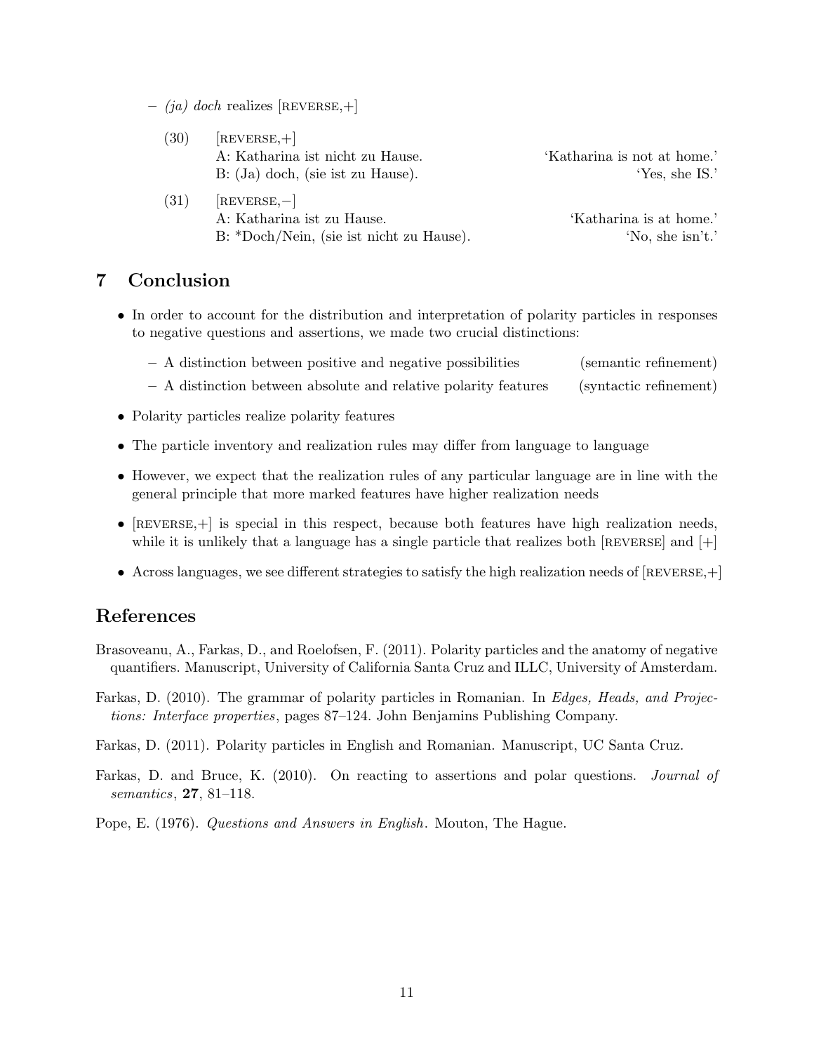- *(ja) doch* realizes [REVERSE,+]

(30) [REVERSE,+]
A: Katharina ist nicht zu Hause. — 'Katharina is not at home.'
B: (Ja) doch, (sie ist zu Hause). — 'Yes, she IS.'

(31) [REVERSE,−]
A: Katharina ist zu Hause. — 'Katharina is at home.'
B: *Doch/Nein, (sie ist nicht zu Hause). — 'No, she isn't.'

## 7 Conclusion

- In order to account for the distribution and interpretation of polarity particles in responses to negative questions and assertions, we made two crucial distinctions:
  - A distinction between positive and negative possibilities (semantic refinement)
  - A distinction between absolute and relative polarity features (syntactic refinement)
- Polarity particles realize polarity features
- The particle inventory and realization rules may differ from language to language
- However, we expect that the realization rules of any particular language are in line with the general principle that more marked features have higher realization needs
- [REVERSE,+] is special in this respect, because both features have high realization needs, while it is unlikely that a language has a single particle that realizes both [REVERSE] and [+]
- Across languages, we see different strategies to satisfy the high realization needs of [REVERSE,+]

## References

Brasoveanu, A., Farkas, D., and Roelofsen, F. (2011). Polarity particles and the anatomy of negative quantifiers. Manuscript, University of California Santa Cruz and ILLC, University of Amsterdam.

Farkas, D. (2010). The grammar of polarity particles in Romanian. In *Edges, Heads, and Projections: Interface properties*, pages 87–124. John Benjamins Publishing Company.

Farkas, D. (2011). Polarity particles in English and Romanian. Manuscript, UC Santa Cruz.

Farkas, D. and Bruce, K. (2010). On reacting to assertions and polar questions. *Journal of semantics*, **27**, 81–118.

Pope, E. (1976). *Questions and Answers in English*. Mouton, The Hague.